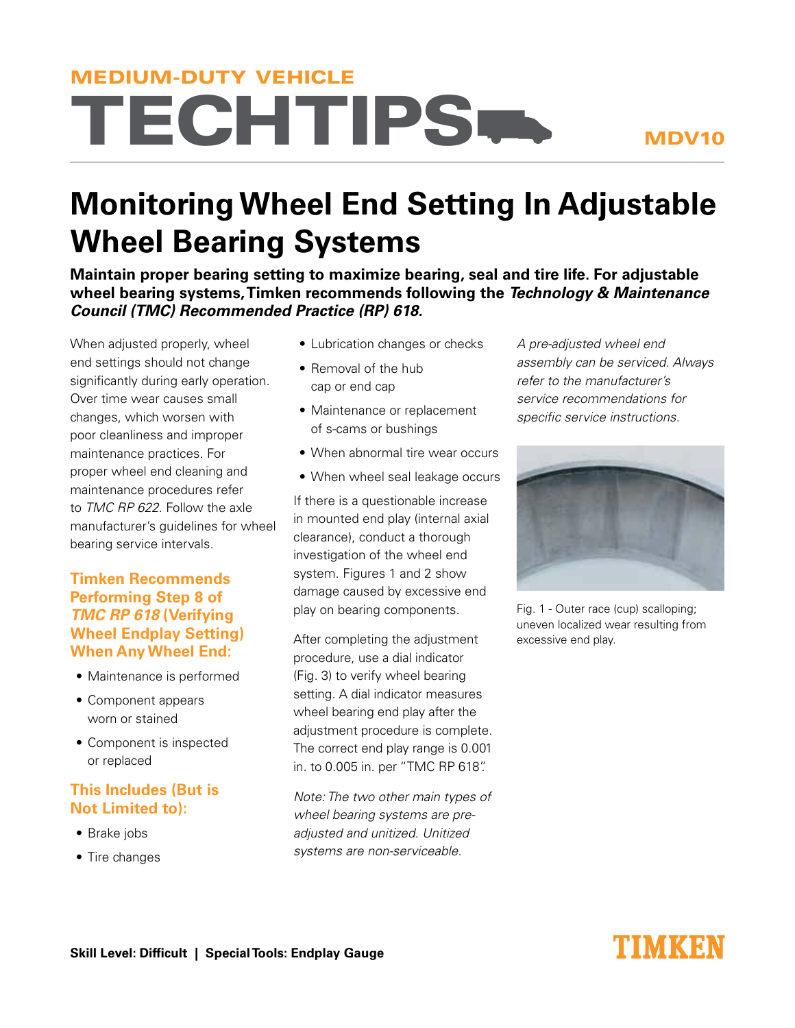MEDIUM-DUTY VEHICLE

# TECHTIPS

MDV10

# Monitoring Wheel End Setting In Adjustable Wheel Bearing Systems

**Maintain proper bearing setting to maximize bearing, seal and tire life. For adjustable wheel bearing systems, Timken recommends following the *Technology & Maintenance Council (TMC) Recommended Practice (RP) 618.***

When adjusted properly, wheel end settings should not change significantly during early operation. Over time wear causes small changes, which worsen with poor cleanliness and improper maintenance practices. For proper wheel end cleaning and maintenance procedures refer to *TMC RP 622*. Follow the axle manufacturer's guidelines for wheel bearing service intervals.

### Timken Recommends Performing Step 8 of *TMC RP 618* (Verifying Wheel Endplay Setting) When Any Wheel End:

- Maintenance is performed
- Component appears worn or stained
- Component is inspected or replaced

### This Includes (But is Not Limited to):

- Brake jobs
- Tire changes
- Lubrication changes or checks
- Removal of the hub cap or end cap
- Maintenance or replacement of s-cams or bushings
- When abnormal tire wear occurs
- When wheel seal leakage occurs

If there is a questionable increase in mounted end play (internal axial clearance), conduct a thorough investigation of the wheel end system. Figures 1 and 2 show damage caused by excessive end play on bearing components.

After completing the adjustment procedure, use a dial indicator (Fig. 3) to verify wheel bearing setting. A dial indicator measures wheel bearing end play after the adjustment procedure is complete. The correct end play range is 0.001 in. to 0.005 in. per "TMC RP 618".

*Note: The two other main types of wheel bearing systems are pre-adjusted and unitized. Unitized systems are non-serviceable.*

*A pre-adjusted wheel end assembly can be serviced. Always refer to the manufacturer's service recommendations for specific service instructions.*

Fig. 1 - Outer race (cup) scalloping; uneven localized wear resulting from excessive end play.

**Skill Level: Difficult | Special Tools: Endplay Gauge**

TIMKEN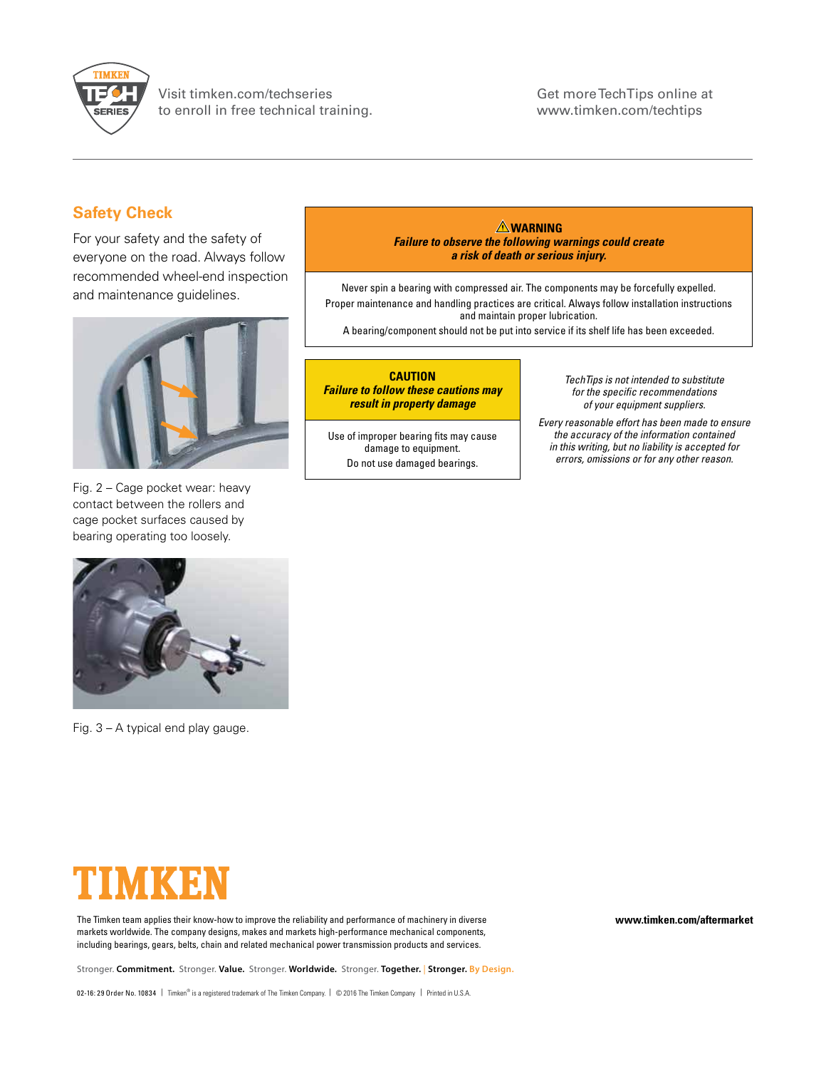## Safety Check

For your safety and the safety of everyone on the road. Always follow recommended wheel-end inspection and maintenance guidelines.

Fig. 2 – Cage pocket wear: heavy contact between the rollers and cage pocket surfaces caused by bearing operating too loosely.

Fig. 3 – A typical end play gauge.

**⚠ WARNING**

***Failure to observe the following warnings could create a risk of death or serious injury.***

Never spin a bearing with compressed air. The components may be forcefully expelled.

Proper maintenance and handling practices are critical. Always follow installation instructions and maintain proper lubrication.

A bearing/component should not be put into service if its shelf life has been exceeded.

**CAUTION**

***Failure to follow these cautions may result in property damage***

Use of improper bearing fits may cause damage to equipment.

Do not use damaged bearings.

*TechTips is not intended to substitute for the specific recommendations of your equipment suppliers.*

*Every reasonable effort has been made to ensure the accuracy of the information contained in this writing, but no liability is accepted for errors, omissions or for any other reason.*

# TIMKEN

The Timken team applies their know-how to improve the reliability and performance of machinery in diverse markets worldwide. The company designs, makes and markets high-performance mechanical components, including bearings, gears, belts, chain and related mechanical power transmission products and services.

**www.timken.com/aftermarket**

Stronger. **Commitment.** Stronger. **Value.** Stronger. **Worldwide.** Stronger. **Together.** | **Stronger. By Design.**

02-16: 29 Order No. 10834 | Timken® is a registered trademark of The Timken Company. | © 2016 The Timken Company | Printed in U.S.A.